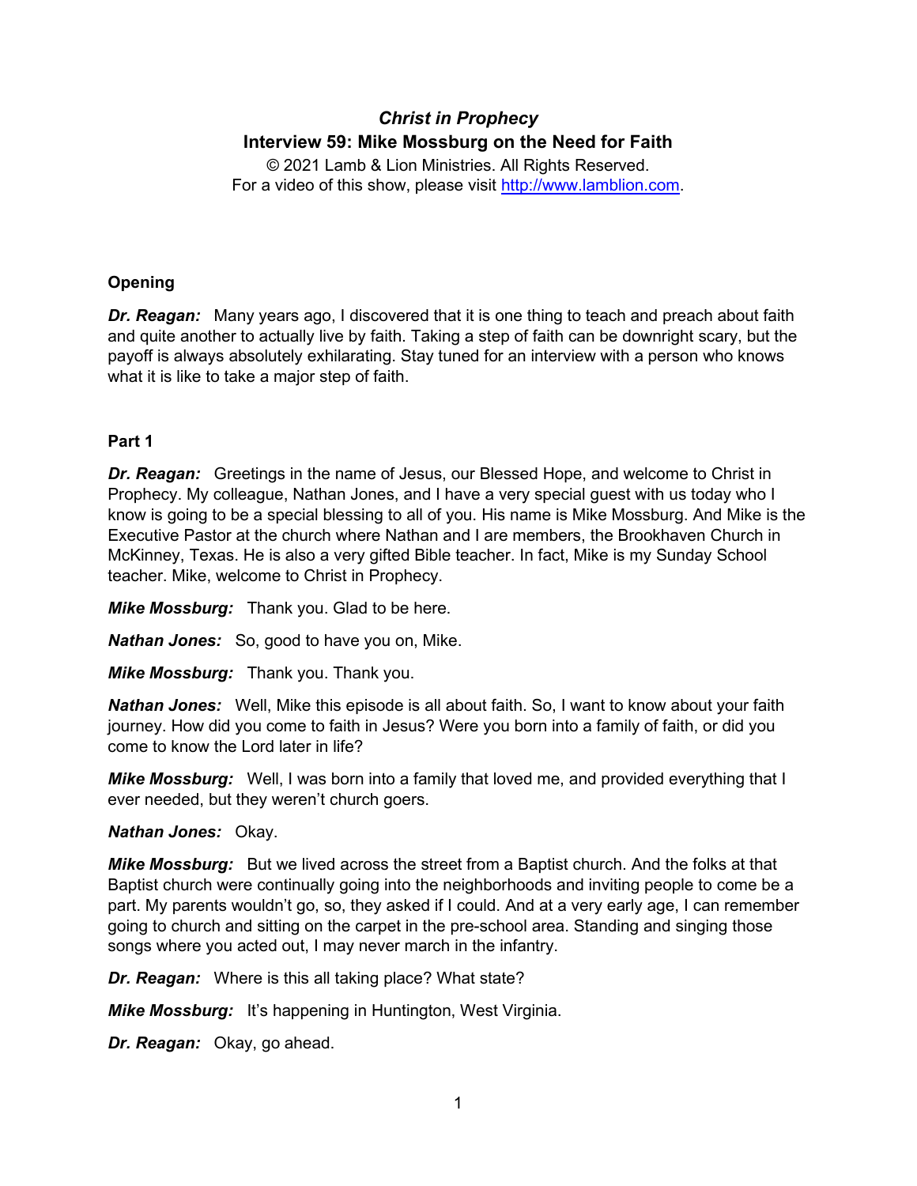# *Christ in Prophecy*

## Interview 59: Mike Mossburg on the Need for Faith

© 2021 Lamb & Lion Ministries. All Rights Reserved.
For a video of this show, please visit http://www.lamblion.com.

### Opening

***Dr. Reagan:*** Many years ago, I discovered that it is one thing to teach and preach about faith and quite another to actually live by faith. Taking a step of faith can be downright scary, but the payoff is always absolutely exhilarating. Stay tuned for an interview with a person who knows what it is like to take a major step of faith.

### Part 1

***Dr. Reagan:*** Greetings in the name of Jesus, our Blessed Hope, and welcome to Christ in Prophecy. My colleague, Nathan Jones, and I have a very special guest with us today who I know is going to be a special blessing to all of you. His name is Mike Mossburg. And Mike is the Executive Pastor at the church where Nathan and I are members, the Brookhaven Church in McKinney, Texas. He is also a very gifted Bible teacher. In fact, Mike is my Sunday School teacher. Mike, welcome to Christ in Prophecy.

***Mike Mossburg:*** Thank you. Glad to be here.

***Nathan Jones:*** So, good to have you on, Mike.

***Mike Mossburg:*** Thank you. Thank you.

***Nathan Jones:*** Well, Mike this episode is all about faith. So, I want to know about your faith journey. How did you come to faith in Jesus? Were you born into a family of faith, or did you come to know the Lord later in life?

***Mike Mossburg:*** Well, I was born into a family that loved me, and provided everything that I ever needed, but they weren't church goers.

***Nathan Jones:*** Okay.

***Mike Mossburg:*** But we lived across the street from a Baptist church. And the folks at that Baptist church were continually going into the neighborhoods and inviting people to come be a part. My parents wouldn't go, so, they asked if I could. And at a very early age, I can remember going to church and sitting on the carpet in the pre-school area. Standing and singing those songs where you acted out, I may never march in the infantry.

***Dr. Reagan:*** Where is this all taking place? What state?

***Mike Mossburg:*** It's happening in Huntington, West Virginia.

***Dr. Reagan:*** Okay, go ahead.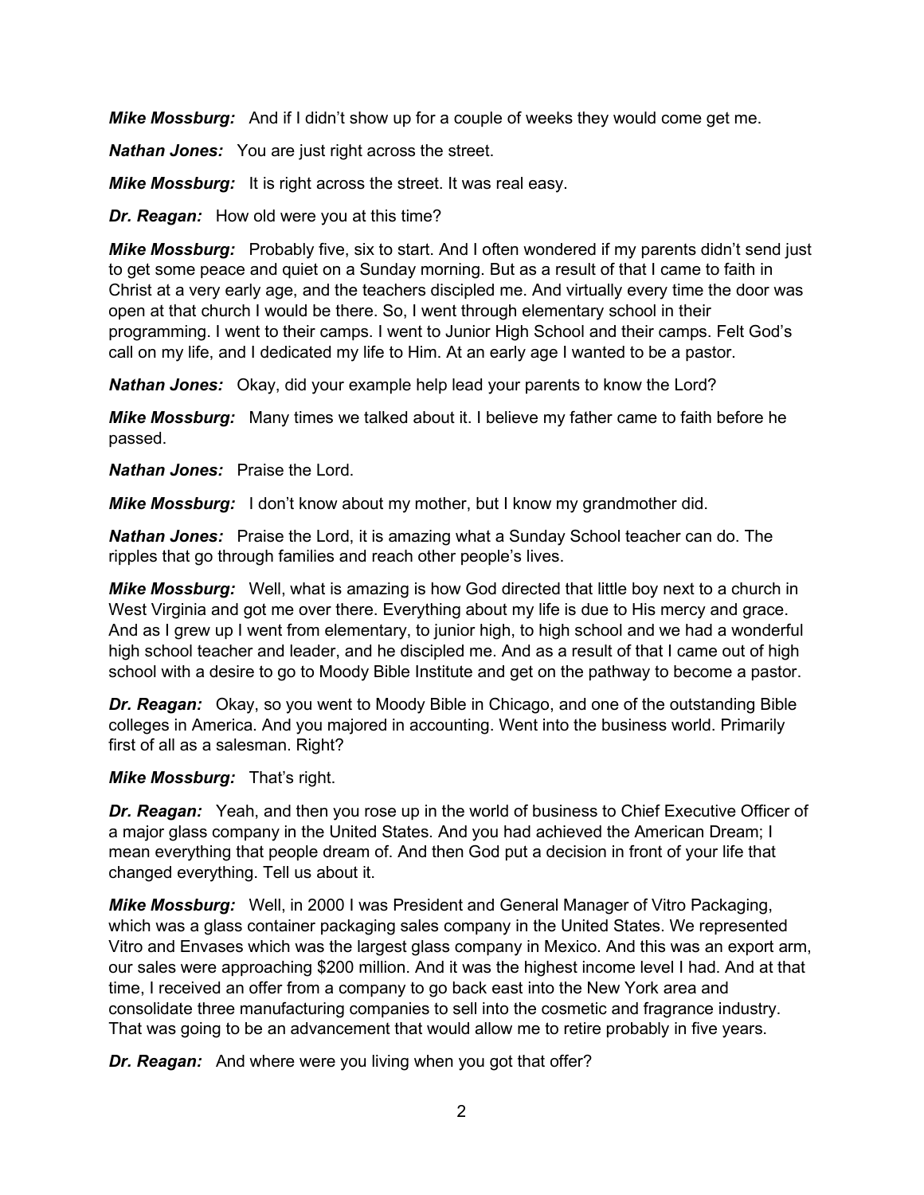***Mike Mossburg:*** And if I didn't show up for a couple of weeks they would come get me.

***Nathan Jones:*** You are just right across the street.

***Mike Mossburg:*** It is right across the street. It was real easy.

***Dr. Reagan:*** How old were you at this time?

***Mike Mossburg:*** Probably five, six to start. And I often wondered if my parents didn't send just to get some peace and quiet on a Sunday morning. But as a result of that I came to faith in Christ at a very early age, and the teachers discipled me. And virtually every time the door was open at that church I would be there. So, I went through elementary school in their programming. I went to their camps. I went to Junior High School and their camps. Felt God's call on my life, and I dedicated my life to Him. At an early age I wanted to be a pastor.

***Nathan Jones:*** Okay, did your example help lead your parents to know the Lord?

***Mike Mossburg:*** Many times we talked about it. I believe my father came to faith before he passed.

***Nathan Jones:*** Praise the Lord.

***Mike Mossburg:*** I don't know about my mother, but I know my grandmother did.

***Nathan Jones:*** Praise the Lord, it is amazing what a Sunday School teacher can do. The ripples that go through families and reach other people's lives.

***Mike Mossburg:*** Well, what is amazing is how God directed that little boy next to a church in West Virginia and got me over there. Everything about my life is due to His mercy and grace. And as I grew up I went from elementary, to junior high, to high school and we had a wonderful high school teacher and leader, and he discipled me. And as a result of that I came out of high school with a desire to go to Moody Bible Institute and get on the pathway to become a pastor.

***Dr. Reagan:*** Okay, so you went to Moody Bible in Chicago, and one of the outstanding Bible colleges in America. And you majored in accounting. Went into the business world. Primarily first of all as a salesman. Right?

***Mike Mossburg:*** That's right.

***Dr. Reagan:*** Yeah, and then you rose up in the world of business to Chief Executive Officer of a major glass company in the United States. And you had achieved the American Dream; I mean everything that people dream of. And then God put a decision in front of your life that changed everything. Tell us about it.

***Mike Mossburg:*** Well, in 2000 I was President and General Manager of Vitro Packaging, which was a glass container packaging sales company in the United States. We represented Vitro and Envases which was the largest glass company in Mexico. And this was an export arm, our sales were approaching $200 million. And it was the highest income level I had. And at that time, I received an offer from a company to go back east into the New York area and consolidate three manufacturing companies to sell into the cosmetic and fragrance industry. That was going to be an advancement that would allow me to retire probably in five years.

***Dr. Reagan:*** And where were you living when you got that offer?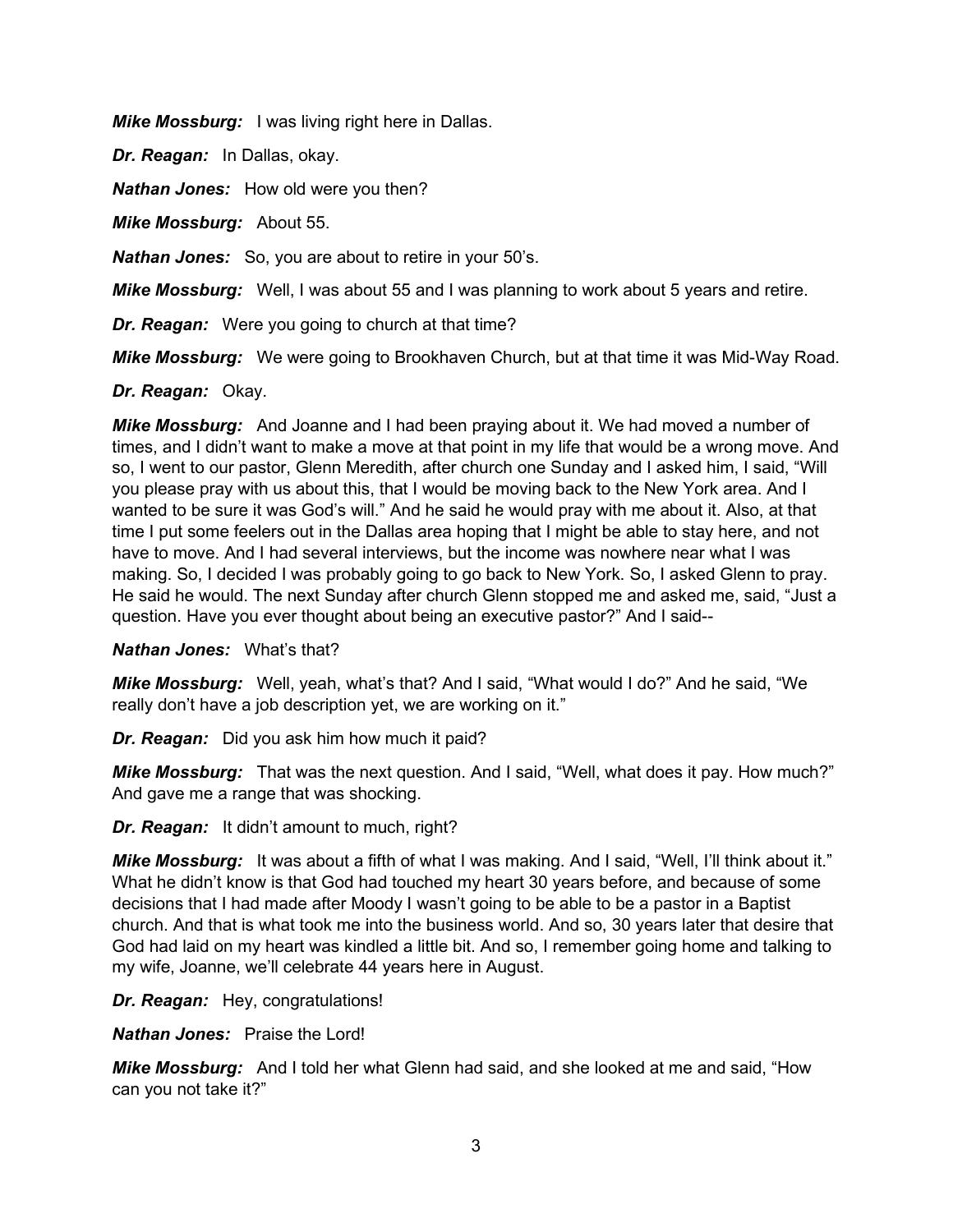***Mike Mossburg:*** I was living right here in Dallas.

***Dr. Reagan:*** In Dallas, okay.

***Nathan Jones:*** How old were you then?

***Mike Mossburg:*** About 55.

***Nathan Jones:*** So, you are about to retire in your 50's.

***Mike Mossburg:*** Well, I was about 55 and I was planning to work about 5 years and retire.

***Dr. Reagan:*** Were you going to church at that time?

***Mike Mossburg:*** We were going to Brookhaven Church, but at that time it was Mid-Way Road.

***Dr. Reagan:*** Okay.

***Mike Mossburg:*** And Joanne and I had been praying about it. We had moved a number of times, and I didn't want to make a move at that point in my life that would be a wrong move. And so, I went to our pastor, Glenn Meredith, after church one Sunday and I asked him, I said, "Will you please pray with us about this, that I would be moving back to the New York area. And I wanted to be sure it was God's will." And he said he would pray with me about it. Also, at that time I put some feelers out in the Dallas area hoping that I might be able to stay here, and not have to move. And I had several interviews, but the income was nowhere near what I was making. So, I decided I was probably going to go back to New York. So, I asked Glenn to pray. He said he would. The next Sunday after church Glenn stopped me and asked me, said, "Just a question. Have you ever thought about being an executive pastor?" And I said--

***Nathan Jones:*** What's that?

***Mike Mossburg:*** Well, yeah, what's that? And I said, "What would I do?" And he said, "We really don't have a job description yet, we are working on it."

***Dr. Reagan:*** Did you ask him how much it paid?

***Mike Mossburg:*** That was the next question. And I said, "Well, what does it pay. How much?" And gave me a range that was shocking.

***Dr. Reagan:*** It didn't amount to much, right?

***Mike Mossburg:*** It was about a fifth of what I was making. And I said, "Well, I'll think about it." What he didn't know is that God had touched my heart 30 years before, and because of some decisions that I had made after Moody I wasn't going to be able to be a pastor in a Baptist church. And that is what took me into the business world. And so, 30 years later that desire that God had laid on my heart was kindled a little bit. And so, I remember going home and talking to my wife, Joanne, we'll celebrate 44 years here in August.

***Dr. Reagan:*** Hey, congratulations!

***Nathan Jones:*** Praise the Lord!

***Mike Mossburg:*** And I told her what Glenn had said, and she looked at me and said, "How can you not take it?"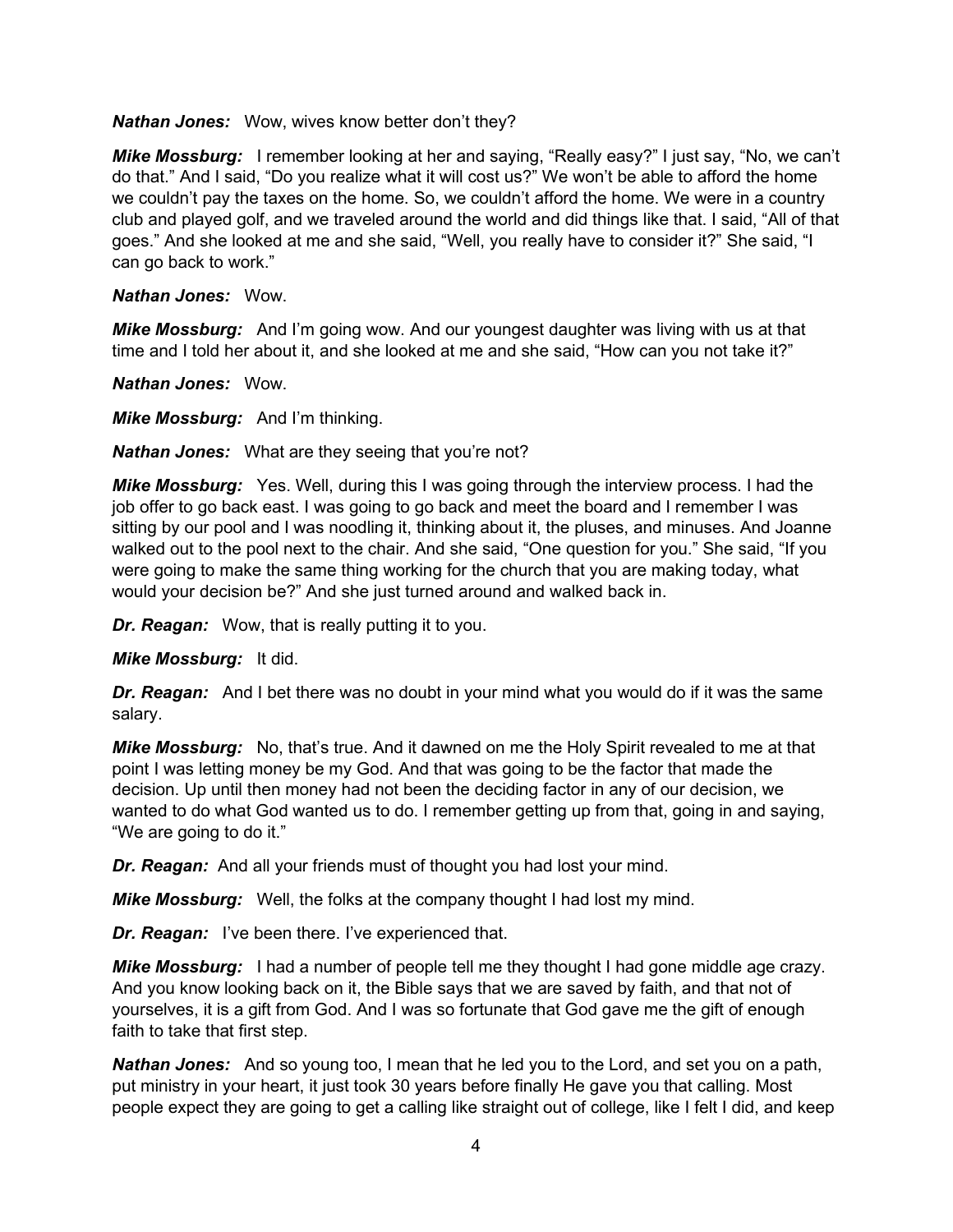***Nathan Jones:*** Wow, wives know better don't they?

***Mike Mossburg:*** I remember looking at her and saying, "Really easy?" I just say, "No, we can't do that." And I said, "Do you realize what it will cost us?" We won't be able to afford the home we couldn't pay the taxes on the home. So, we couldn't afford the home. We were in a country club and played golf, and we traveled around the world and did things like that. I said, "All of that goes." And she looked at me and she said, "Well, you really have to consider it?" She said, "I can go back to work."

***Nathan Jones:*** Wow.

***Mike Mossburg:*** And I'm going wow. And our youngest daughter was living with us at that time and I told her about it, and she looked at me and she said, "How can you not take it?"

***Nathan Jones:*** Wow.

***Mike Mossburg:*** And I'm thinking.

***Nathan Jones:*** What are they seeing that you're not?

***Mike Mossburg:*** Yes. Well, during this I was going through the interview process. I had the job offer to go back east. I was going to go back and meet the board and I remember I was sitting by our pool and I was noodling it, thinking about it, the pluses, and minuses. And Joanne walked out to the pool next to the chair. And she said, "One question for you." She said, "If you were going to make the same thing working for the church that you are making today, what would your decision be?" And she just turned around and walked back in.

***Dr. Reagan:*** Wow, that is really putting it to you.

***Mike Mossburg:*** It did.

***Dr. Reagan:*** And I bet there was no doubt in your mind what you would do if it was the same salary.

***Mike Mossburg:*** No, that's true. And it dawned on me the Holy Spirit revealed to me at that point I was letting money be my God. And that was going to be the factor that made the decision. Up until then money had not been the deciding factor in any of our decision, we wanted to do what God wanted us to do. I remember getting up from that, going in and saying, "We are going to do it."

***Dr. Reagan:*** And all your friends must of thought you had lost your mind.

***Mike Mossburg:*** Well, the folks at the company thought I had lost my mind.

***Dr. Reagan:*** I've been there. I've experienced that.

***Mike Mossburg:*** I had a number of people tell me they thought I had gone middle age crazy. And you know looking back on it, the Bible says that we are saved by faith, and that not of yourselves, it is a gift from God. And I was so fortunate that God gave me the gift of enough faith to take that first step.

***Nathan Jones:*** And so young too, I mean that he led you to the Lord, and set you on a path, put ministry in your heart, it just took 30 years before finally He gave you that calling. Most people expect they are going to get a calling like straight out of college, like I felt I did, and keep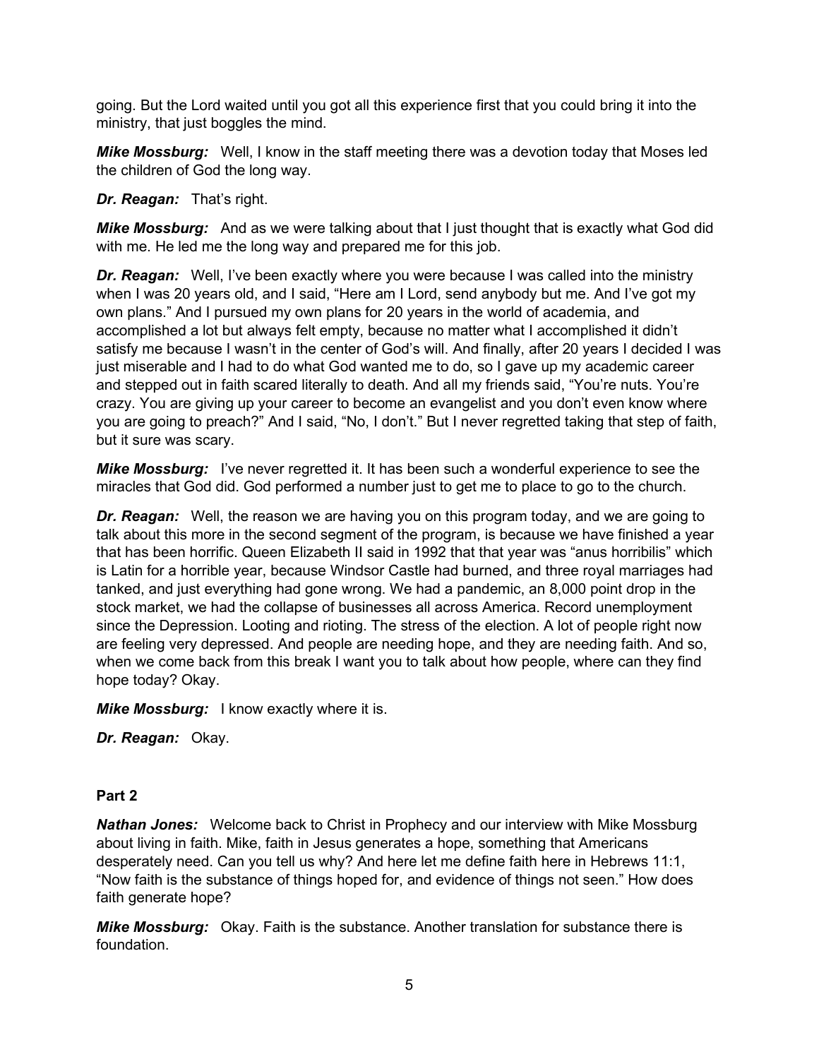going. But the Lord waited until you got all this experience first that you could bring it into the ministry, that just boggles the mind.

***Mike Mossburg:*** Well, I know in the staff meeting there was a devotion today that Moses led the children of God the long way.

***Dr. Reagan:*** That's right.

***Mike Mossburg:*** And as we were talking about that I just thought that is exactly what God did with me. He led me the long way and prepared me for this job.

***Dr. Reagan:*** Well, I've been exactly where you were because I was called into the ministry when I was 20 years old, and I said, "Here am I Lord, send anybody but me. And I've got my own plans." And I pursued my own plans for 20 years in the world of academia, and accomplished a lot but always felt empty, because no matter what I accomplished it didn't satisfy me because I wasn't in the center of God's will. And finally, after 20 years I decided I was just miserable and I had to do what God wanted me to do, so I gave up my academic career and stepped out in faith scared literally to death. And all my friends said, "You're nuts. You're crazy. You are giving up your career to become an evangelist and you don't even know where you are going to preach?" And I said, "No, I don't." But I never regretted taking that step of faith, but it sure was scary.

***Mike Mossburg:*** I've never regretted it. It has been such a wonderful experience to see the miracles that God did. God performed a number just to get me to place to go to the church.

***Dr. Reagan:*** Well, the reason we are having you on this program today, and we are going to talk about this more in the second segment of the program, is because we have finished a year that has been horrific. Queen Elizabeth II said in 1992 that that year was "anus horribilis" which is Latin for a horrible year, because Windsor Castle had burned, and three royal marriages had tanked, and just everything had gone wrong. We had a pandemic, an 8,000 point drop in the stock market, we had the collapse of businesses all across America. Record unemployment since the Depression. Looting and rioting. The stress of the election. A lot of people right now are feeling very depressed. And people are needing hope, and they are needing faith. And so, when we come back from this break I want you to talk about how people, where can they find hope today? Okay.

***Mike Mossburg:*** I know exactly where it is.

***Dr. Reagan:*** Okay.

**Part 2**

***Nathan Jones:*** Welcome back to Christ in Prophecy and our interview with Mike Mossburg about living in faith. Mike, faith in Jesus generates a hope, something that Americans desperately need. Can you tell us why? And here let me define faith here in Hebrews 11:1, "Now faith is the substance of things hoped for, and evidence of things not seen." How does faith generate hope?

***Mike Mossburg:*** Okay. Faith is the substance. Another translation for substance there is foundation.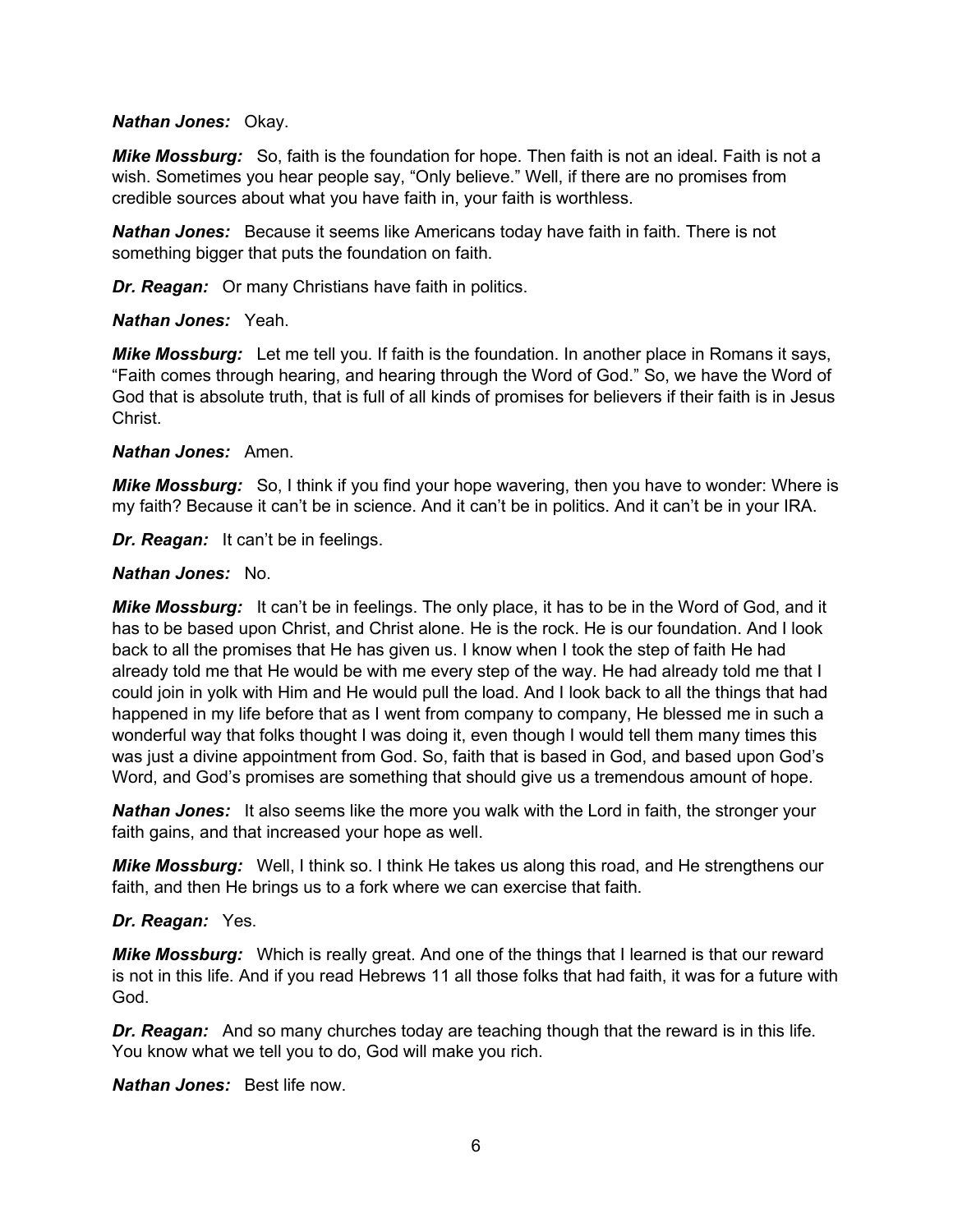***Nathan Jones:*** Okay.

***Mike Mossburg:*** So, faith is the foundation for hope. Then faith is not an ideal. Faith is not a wish. Sometimes you hear people say, "Only believe." Well, if there are no promises from credible sources about what you have faith in, your faith is worthless.

***Nathan Jones:*** Because it seems like Americans today have faith in faith. There is not something bigger that puts the foundation on faith.

***Dr. Reagan:*** Or many Christians have faith in politics.

***Nathan Jones:*** Yeah.

***Mike Mossburg:*** Let me tell you. If faith is the foundation. In another place in Romans it says, "Faith comes through hearing, and hearing through the Word of God." So, we have the Word of God that is absolute truth, that is full of all kinds of promises for believers if their faith is in Jesus Christ.

***Nathan Jones:*** Amen.

***Mike Mossburg:*** So, I think if you find your hope wavering, then you have to wonder: Where is my faith? Because it can't be in science. And it can't be in politics. And it can't be in your IRA.

***Dr. Reagan:*** It can't be in feelings.

***Nathan Jones:*** No.

***Mike Mossburg:*** It can't be in feelings. The only place, it has to be in the Word of God, and it has to be based upon Christ, and Christ alone. He is the rock. He is our foundation. And I look back to all the promises that He has given us. I know when I took the step of faith He had already told me that He would be with me every step of the way. He had already told me that I could join in yolk with Him and He would pull the load. And I look back to all the things that had happened in my life before that as I went from company to company, He blessed me in such a wonderful way that folks thought I was doing it, even though I would tell them many times this was just a divine appointment from God. So, faith that is based in God, and based upon God's Word, and God's promises are something that should give us a tremendous amount of hope.

***Nathan Jones:*** It also seems like the more you walk with the Lord in faith, the stronger your faith gains, and that increased your hope as well.

***Mike Mossburg:*** Well, I think so. I think He takes us along this road, and He strengthens our faith, and then He brings us to a fork where we can exercise that faith.

***Dr. Reagan:*** Yes.

***Mike Mossburg:*** Which is really great. And one of the things that I learned is that our reward is not in this life. And if you read Hebrews 11 all those folks that had faith, it was for a future with God.

***Dr. Reagan:*** And so many churches today are teaching though that the reward is in this life. You know what we tell you to do, God will make you rich.

***Nathan Jones:*** Best life now.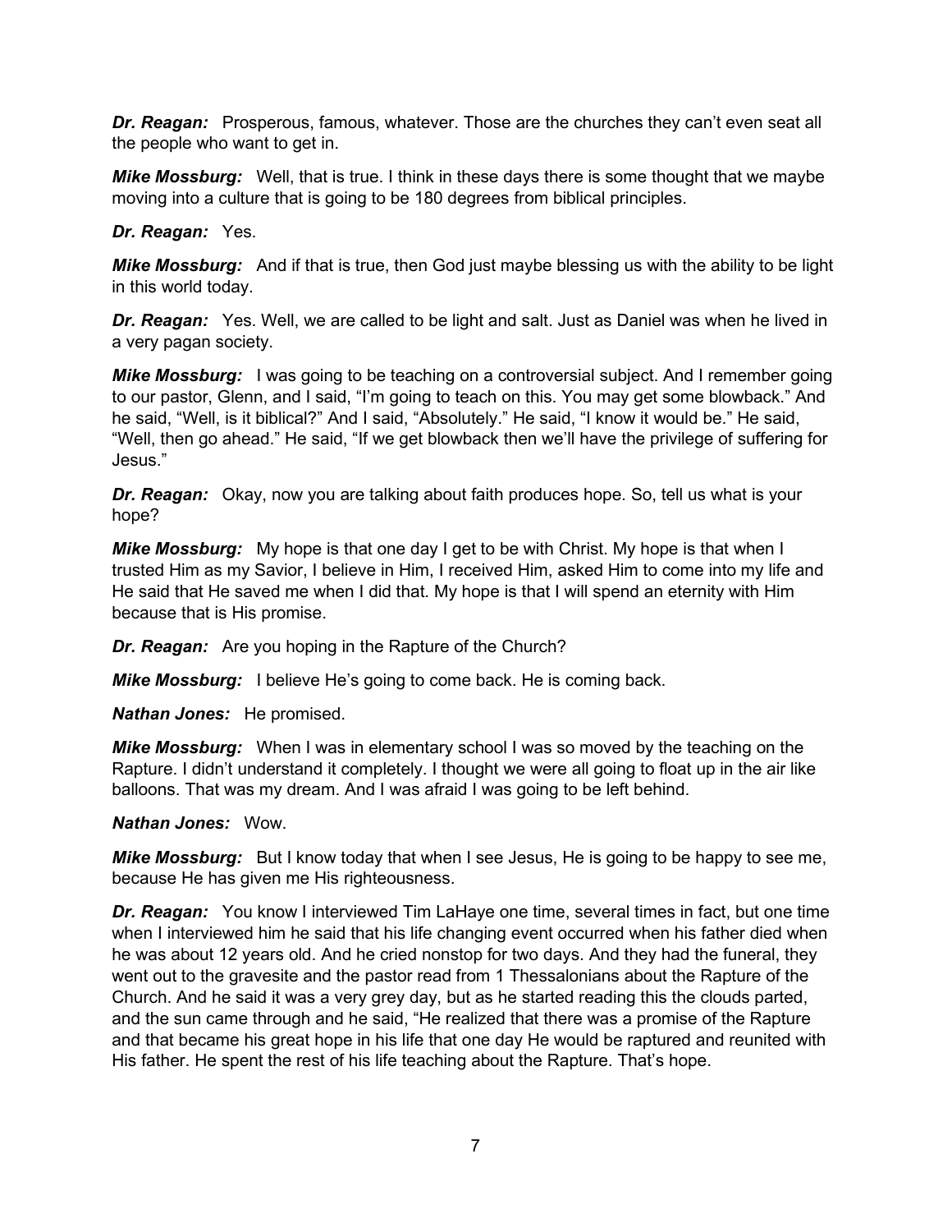***Dr. Reagan:*** Prosperous, famous, whatever. Those are the churches they can't even seat all the people who want to get in.

***Mike Mossburg:*** Well, that is true. I think in these days there is some thought that we maybe moving into a culture that is going to be 180 degrees from biblical principles.

***Dr. Reagan:*** Yes.

***Mike Mossburg:*** And if that is true, then God just maybe blessing us with the ability to be light in this world today.

***Dr. Reagan:*** Yes. Well, we are called to be light and salt. Just as Daniel was when he lived in a very pagan society.

***Mike Mossburg:*** I was going to be teaching on a controversial subject. And I remember going to our pastor, Glenn, and I said, "I'm going to teach on this. You may get some blowback." And he said, "Well, is it biblical?" And I said, "Absolutely." He said, "I know it would be." He said, "Well, then go ahead." He said, "If we get blowback then we'll have the privilege of suffering for Jesus."

***Dr. Reagan:*** Okay, now you are talking about faith produces hope. So, tell us what is your hope?

***Mike Mossburg:*** My hope is that one day I get to be with Christ. My hope is that when I trusted Him as my Savior, I believe in Him, I received Him, asked Him to come into my life and He said that He saved me when I did that. My hope is that I will spend an eternity with Him because that is His promise.

***Dr. Reagan:*** Are you hoping in the Rapture of the Church?

***Mike Mossburg:*** I believe He's going to come back. He is coming back.

***Nathan Jones:*** He promised.

***Mike Mossburg:*** When I was in elementary school I was so moved by the teaching on the Rapture. I didn't understand it completely. I thought we were all going to float up in the air like balloons. That was my dream. And I was afraid I was going to be left behind.

***Nathan Jones:*** Wow.

***Mike Mossburg:*** But I know today that when I see Jesus, He is going to be happy to see me, because He has given me His righteousness.

***Dr. Reagan:*** You know I interviewed Tim LaHaye one time, several times in fact, but one time when I interviewed him he said that his life changing event occurred when his father died when he was about 12 years old. And he cried nonstop for two days. And they had the funeral, they went out to the gravesite and the pastor read from 1 Thessalonians about the Rapture of the Church. And he said it was a very grey day, but as he started reading this the clouds parted, and the sun came through and he said, "He realized that there was a promise of the Rapture and that became his great hope in his life that one day He would be raptured and reunited with His father. He spent the rest of his life teaching about the Rapture. That's hope.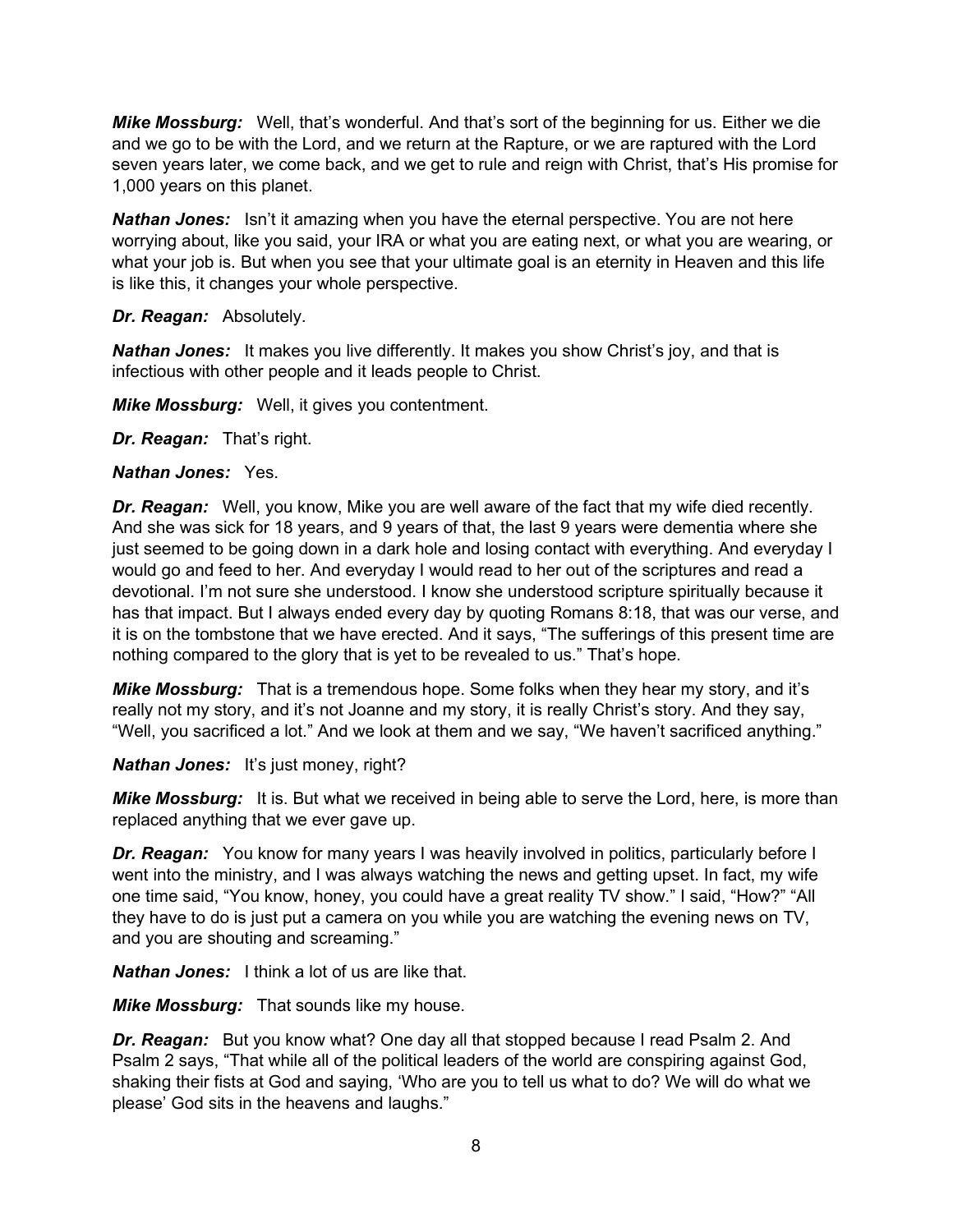***Mike Mossburg:*** Well, that's wonderful. And that's sort of the beginning for us. Either we die and we go to be with the Lord, and we return at the Rapture, or we are raptured with the Lord seven years later, we come back, and we get to rule and reign with Christ, that's His promise for 1,000 years on this planet.

***Nathan Jones:*** Isn't it amazing when you have the eternal perspective. You are not here worrying about, like you said, your IRA or what you are eating next, or what you are wearing, or what your job is. But when you see that your ultimate goal is an eternity in Heaven and this life is like this, it changes your whole perspective.

***Dr. Reagan:*** Absolutely.

***Nathan Jones:*** It makes you live differently. It makes you show Christ's joy, and that is infectious with other people and it leads people to Christ.

***Mike Mossburg:*** Well, it gives you contentment.

***Dr. Reagan:*** That's right.

***Nathan Jones:*** Yes.

***Dr. Reagan:*** Well, you know, Mike you are well aware of the fact that my wife died recently. And she was sick for 18 years, and 9 years of that, the last 9 years were dementia where she just seemed to be going down in a dark hole and losing contact with everything. And everyday I would go and feed to her. And everyday I would read to her out of the scriptures and read a devotional. I'm not sure she understood. I know she understood scripture spiritually because it has that impact. But I always ended every day by quoting Romans 8:18, that was our verse, and it is on the tombstone that we have erected. And it says, "The sufferings of this present time are nothing compared to the glory that is yet to be revealed to us." That's hope.

***Mike Mossburg:*** That is a tremendous hope. Some folks when they hear my story, and it's really not my story, and it's not Joanne and my story, it is really Christ's story. And they say, "Well, you sacrificed a lot." And we look at them and we say, "We haven't sacrificed anything."

***Nathan Jones:*** It's just money, right?

***Mike Mossburg:*** It is. But what we received in being able to serve the Lord, here, is more than replaced anything that we ever gave up.

***Dr. Reagan:*** You know for many years I was heavily involved in politics, particularly before I went into the ministry, and I was always watching the news and getting upset. In fact, my wife one time said, "You know, honey, you could have a great reality TV show." I said, "How?" "All they have to do is just put a camera on you while you are watching the evening news on TV, and you are shouting and screaming."

***Nathan Jones:*** I think a lot of us are like that.

***Mike Mossburg:*** That sounds like my house.

***Dr. Reagan:*** But you know what? One day all that stopped because I read Psalm 2. And Psalm 2 says, "That while all of the political leaders of the world are conspiring against God, shaking their fists at God and saying, 'Who are you to tell us what to do? We will do what we please' God sits in the heavens and laughs."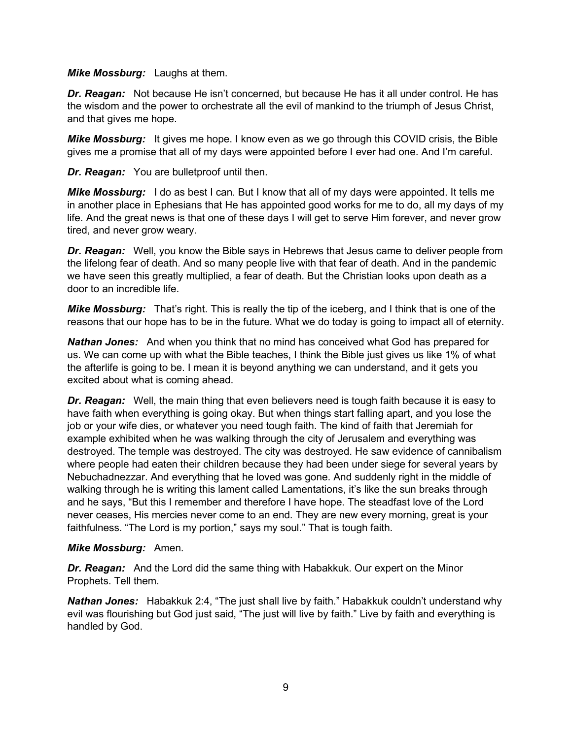***Mike Mossburg:*** Laughs at them.

***Dr. Reagan:*** Not because He isn't concerned, but because He has it all under control. He has the wisdom and the power to orchestrate all the evil of mankind to the triumph of Jesus Christ, and that gives me hope.

***Mike Mossburg:*** It gives me hope. I know even as we go through this COVID crisis, the Bible gives me a promise that all of my days were appointed before I ever had one. And I'm careful.

***Dr. Reagan:*** You are bulletproof until then.

***Mike Mossburg:*** I do as best I can. But I know that all of my days were appointed. It tells me in another place in Ephesians that He has appointed good works for me to do, all my days of my life. And the great news is that one of these days I will get to serve Him forever, and never grow tired, and never grow weary.

***Dr. Reagan:*** Well, you know the Bible says in Hebrews that Jesus came to deliver people from the lifelong fear of death. And so many people live with that fear of death. And in the pandemic we have seen this greatly multiplied, a fear of death. But the Christian looks upon death as a door to an incredible life.

***Mike Mossburg:*** That's right. This is really the tip of the iceberg, and I think that is one of the reasons that our hope has to be in the future. What we do today is going to impact all of eternity.

***Nathan Jones:*** And when you think that no mind has conceived what God has prepared for us. We can come up with what the Bible teaches, I think the Bible just gives us like 1% of what the afterlife is going to be. I mean it is beyond anything we can understand, and it gets you excited about what is coming ahead.

***Dr. Reagan:*** Well, the main thing that even believers need is tough faith because it is easy to have faith when everything is going okay. But when things start falling apart, and you lose the job or your wife dies, or whatever you need tough faith. The kind of faith that Jeremiah for example exhibited when he was walking through the city of Jerusalem and everything was destroyed. The temple was destroyed. The city was destroyed. He saw evidence of cannibalism where people had eaten their children because they had been under siege for several years by Nebuchadnezzar. And everything that he loved was gone. And suddenly right in the middle of walking through he is writing this lament called Lamentations, it's like the sun breaks through and he says, "But this I remember and therefore I have hope. The steadfast love of the Lord never ceases, His mercies never come to an end. They are new every morning, great is your faithfulness. "The Lord is my portion," says my soul." That is tough faith.

***Mike Mossburg:*** Amen.

***Dr. Reagan:*** And the Lord did the same thing with Habakkuk. Our expert on the Minor Prophets. Tell them.

***Nathan Jones:*** Habakkuk 2:4, "The just shall live by faith." Habakkuk couldn't understand why evil was flourishing but God just said, "The just will live by faith." Live by faith and everything is handled by God.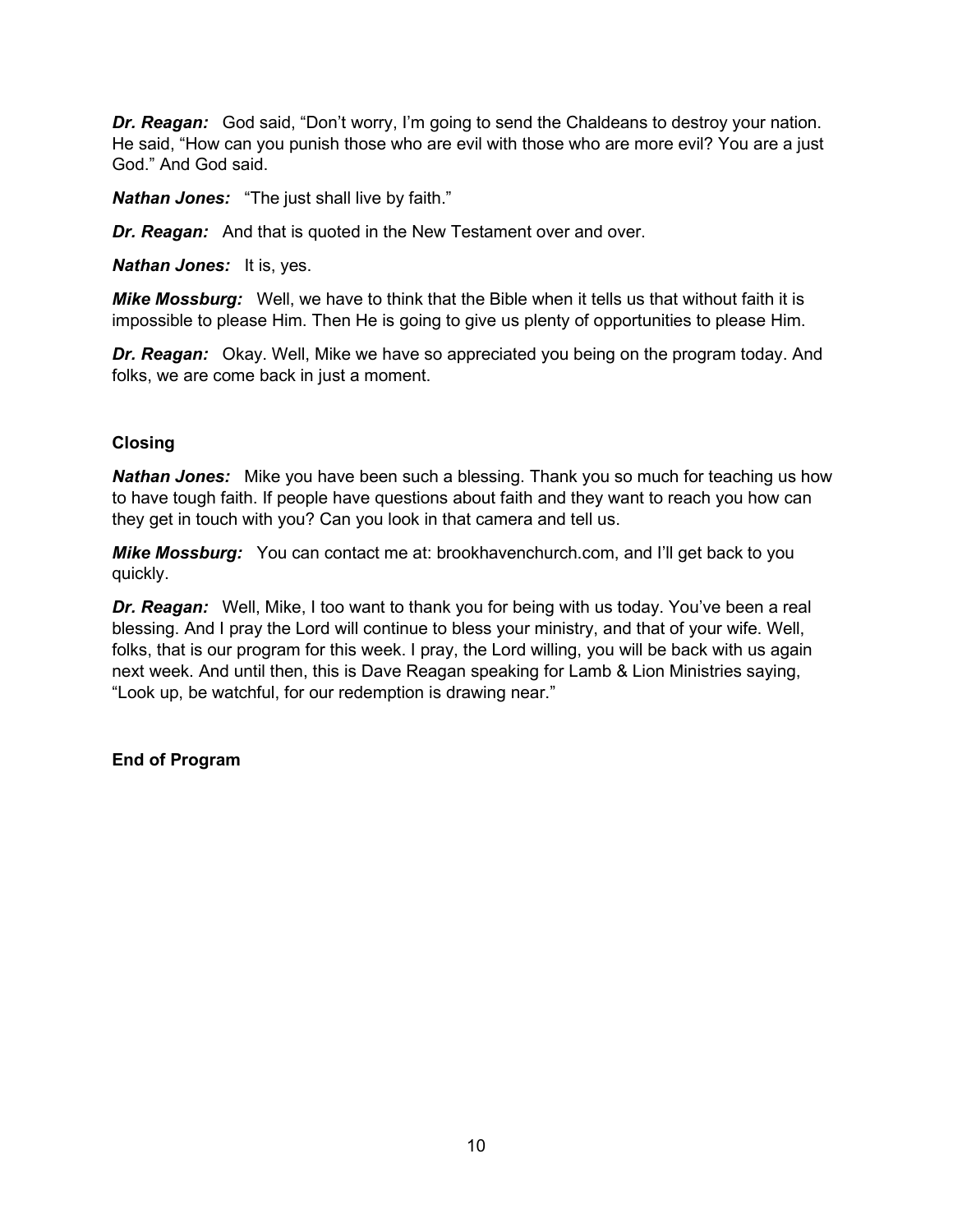***Dr. Reagan:*** God said, "Don't worry, I'm going to send the Chaldeans to destroy your nation. He said, "How can you punish those who are evil with those who are more evil? You are a just God." And God said.

***Nathan Jones:*** "The just shall live by faith."

***Dr. Reagan:*** And that is quoted in the New Testament over and over.

***Nathan Jones:*** It is, yes.

***Mike Mossburg:*** Well, we have to think that the Bible when it tells us that without faith it is impossible to please Him. Then He is going to give us plenty of opportunities to please Him.

***Dr. Reagan:*** Okay. Well, Mike we have so appreciated you being on the program today. And folks, we are come back in just a moment.

**Closing**

***Nathan Jones:*** Mike you have been such a blessing. Thank you so much for teaching us how to have tough faith. If people have questions about faith and they want to reach you how can they get in touch with you? Can you look in that camera and tell us.

***Mike Mossburg:*** You can contact me at: brookhavenchurch.com, and I'll get back to you quickly.

***Dr. Reagan:*** Well, Mike, I too want to thank you for being with us today. You've been a real blessing. And I pray the Lord will continue to bless your ministry, and that of your wife. Well, folks, that is our program for this week. I pray, the Lord willing, you will be back with us again next week. And until then, this is Dave Reagan speaking for Lamb & Lion Ministries saying, "Look up, be watchful, for our redemption is drawing near."

**End of Program**